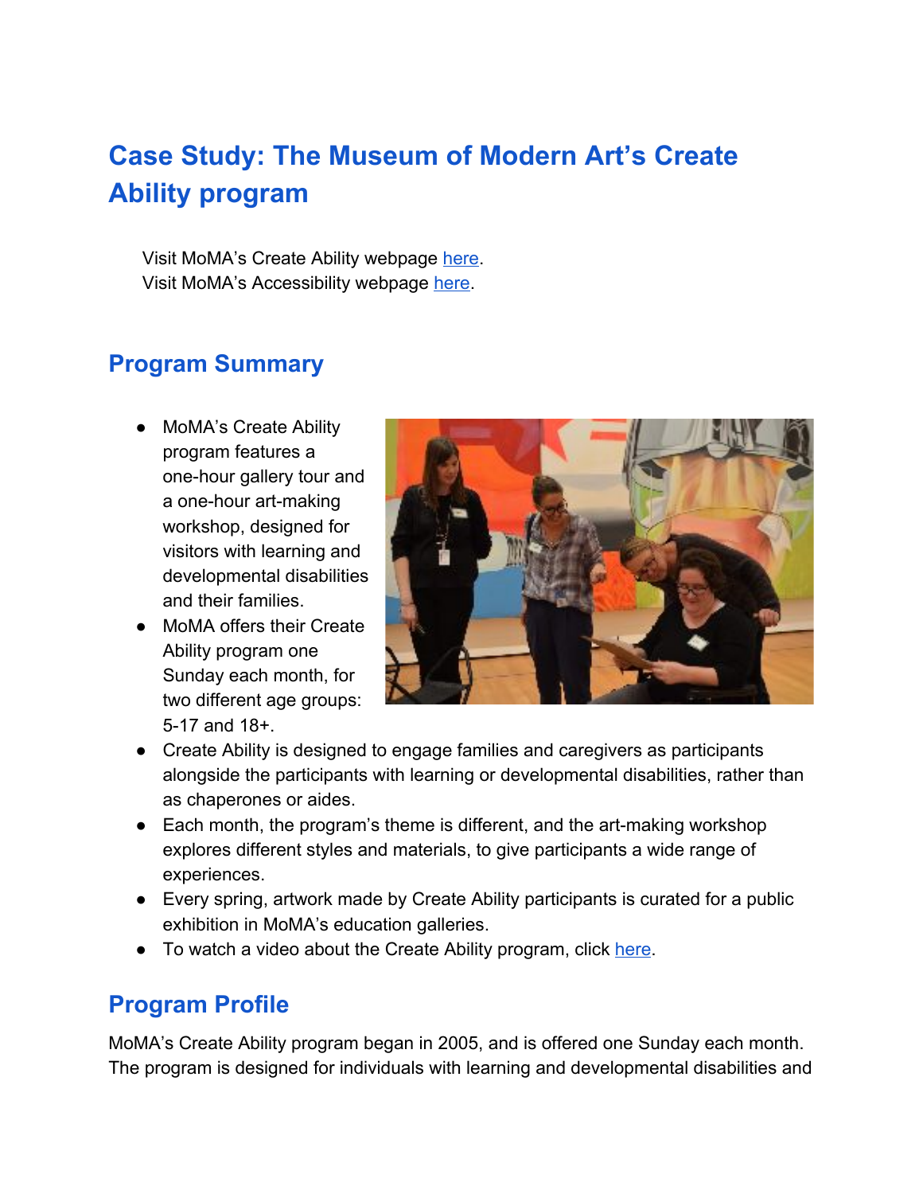# Case Study: The Museum of Modern Art's Create Ability program

Visit MoMA's Create Ability webpage here.
Visit MoMA's Accessibility webpage here.

## Program Summary

- MoMA's Create Ability program features a one-hour gallery tour and a one-hour art-making workshop, designed for visitors with learning and developmental disabilities and their families.
- MoMA offers their Create Ability program one Sunday each month, for two different age groups: 5-17 and 18+.
- Create Ability is designed to engage families and caregivers as participants alongside the participants with learning or developmental disabilities, rather than as chaperones or aides.
- Each month, the program's theme is different, and the art-making workshop explores different styles and materials, to give participants a wide range of experiences.
- Every spring, artwork made by Create Ability participants is curated for a public exhibition in MoMA's education galleries.
- To watch a video about the Create Ability program, click here.

## Program Profile

MoMA's Create Ability program began in 2005, and is offered one Sunday each month. The program is designed for individuals with learning and developmental disabilities and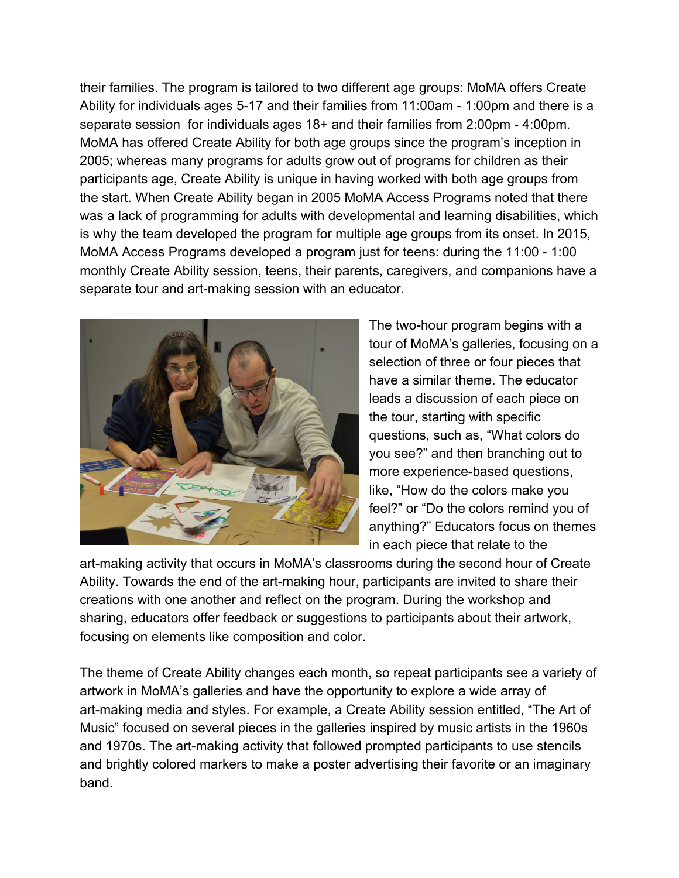their families. The program is tailored to two different age groups: MoMA offers Create Ability for individuals ages 5-17 and their families from 11:00am - 1:00pm and there is a separate session for individuals ages 18+ and their families from 2:00pm - 4:00pm. MoMA has offered Create Ability for both age groups since the program's inception in 2005; whereas many programs for adults grow out of programs for children as their participants age, Create Ability is unique in having worked with both age groups from the start. When Create Ability began in 2005 MoMA Access Programs noted that there was a lack of programming for adults with developmental and learning disabilities, which is why the team developed the program for multiple age groups from its onset. In 2015, MoMA Access Programs developed a program just for teens: during the 11:00 - 1:00 monthly Create Ability session, teens, their parents, caregivers, and companions have a separate tour and art-making session with an educator.

The two-hour program begins with a tour of MoMA's galleries, focusing on a selection of three or four pieces that have a similar theme. The educator leads a discussion of each piece on the tour, starting with specific questions, such as, "What colors do you see?" and then branching out to more experience-based questions, like, "How do the colors make you feel?" or "Do the colors remind you of anything?" Educators focus on themes in each piece that relate to the art-making activity that occurs in MoMA's classrooms during the second hour of Create Ability. Towards the end of the art-making hour, participants are invited to share their creations with one another and reflect on the program. During the workshop and sharing, educators offer feedback or suggestions to participants about their artwork, focusing on elements like composition and color.

The theme of Create Ability changes each month, so repeat participants see a variety of artwork in MoMA's galleries and have the opportunity to explore a wide array of art-making media and styles. For example, a Create Ability session entitled, "The Art of Music" focused on several pieces in the galleries inspired by music artists in the 1960s and 1970s. The art-making activity that followed prompted participants to use stencils and brightly colored markers to make a poster advertising their favorite or an imaginary band.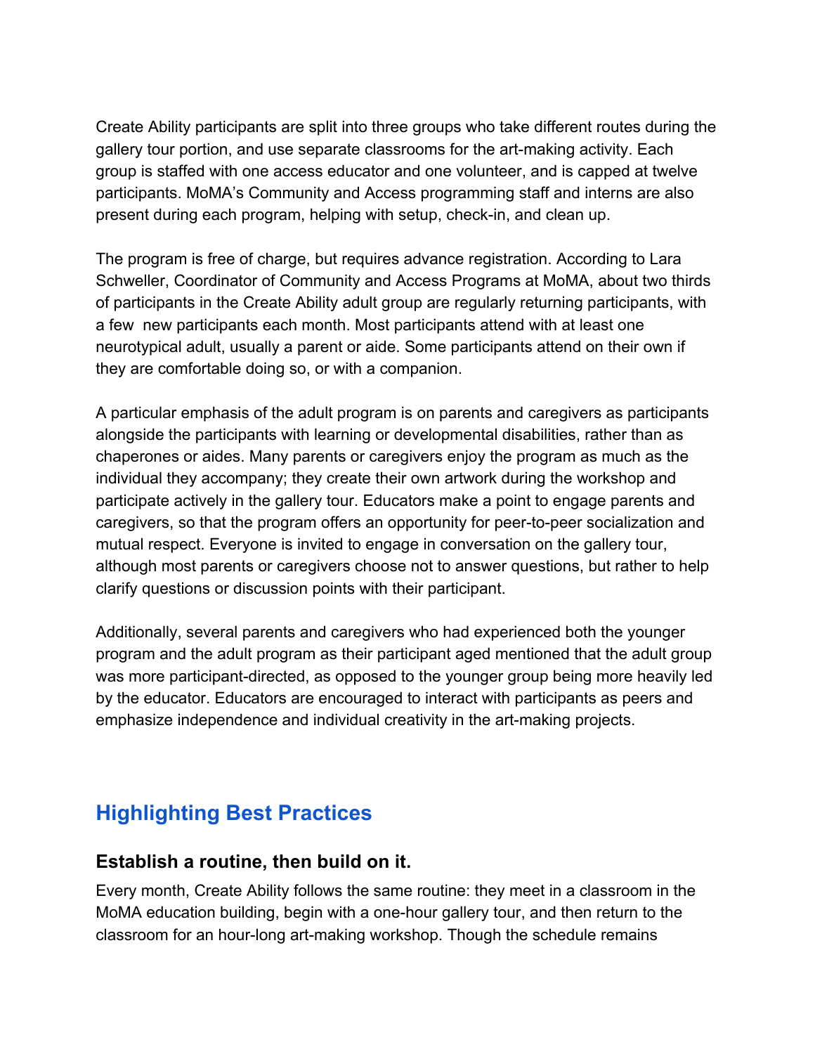Create Ability participants are split into three groups who take different routes during the gallery tour portion, and use separate classrooms for the art-making activity. Each group is staffed with one access educator and one volunteer, and is capped at twelve participants. MoMA's Community and Access programming staff and interns are also present during each program, helping with setup, check-in, and clean up.

The program is free of charge, but requires advance registration. According to Lara Schweller, Coordinator of Community and Access Programs at MoMA, about two thirds of participants in the Create Ability adult group are regularly returning participants, with a few new participants each month. Most participants attend with at least one neurotypical adult, usually a parent or aide. Some participants attend on their own if they are comfortable doing so, or with a companion.

A particular emphasis of the adult program is on parents and caregivers as participants alongside the participants with learning or developmental disabilities, rather than as chaperones or aides. Many parents or caregivers enjoy the program as much as the individual they accompany; they create their own artwork during the workshop and participate actively in the gallery tour. Educators make a point to engage parents and caregivers, so that the program offers an opportunity for peer-to-peer socialization and mutual respect. Everyone is invited to engage in conversation on the gallery tour, although most parents or caregivers choose not to answer questions, but rather to help clarify questions or discussion points with their participant.

Additionally, several parents and caregivers who had experienced both the younger program and the adult program as their participant aged mentioned that the adult group was more participant-directed, as opposed to the younger group being more heavily led by the educator. Educators are encouraged to interact with participants as peers and emphasize independence and individual creativity in the art-making projects.

## Highlighting Best Practices

### Establish a routine, then build on it.

Every month, Create Ability follows the same routine: they meet in a classroom in the MoMA education building, begin with a one-hour gallery tour, and then return to the classroom for an hour-long art-making workshop. Though the schedule remains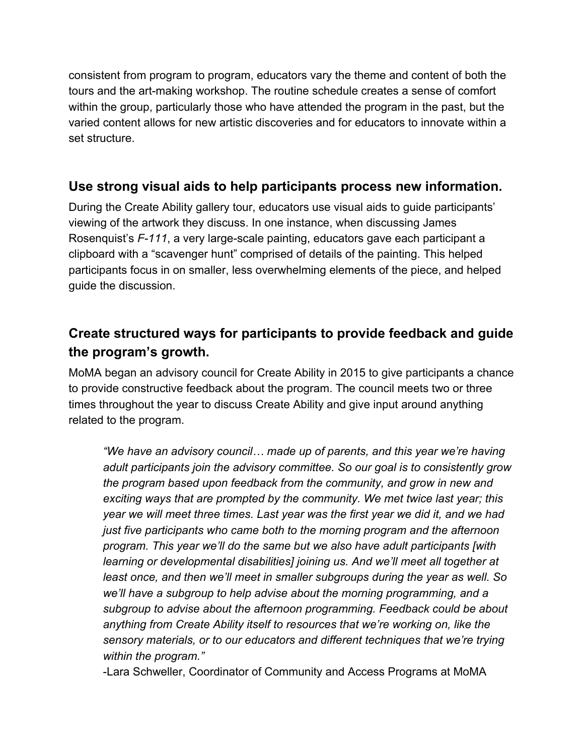consistent from program to program, educators vary the theme and content of both the tours and the art-making workshop. The routine schedule creates a sense of comfort within the group, particularly those who have attended the program in the past, but the varied content allows for new artistic discoveries and for educators to innovate within a set structure.

## Use strong visual aids to help participants process new information.

During the Create Ability gallery tour, educators use visual aids to guide participants' viewing of the artwork they discuss. In one instance, when discussing James Rosenquist's *F-111*, a very large-scale painting, educators gave each participant a clipboard with a "scavenger hunt" comprised of details of the painting. This helped participants focus in on smaller, less overwhelming elements of the piece, and helped guide the discussion.

## Create structured ways for participants to provide feedback and guide the program's growth.

MoMA began an advisory council for Create Ability in 2015 to give participants a chance to provide constructive feedback about the program. The council meets two or three times throughout the year to discuss Create Ability and give input around anything related to the program.

> *"We have an advisory council… made up of parents, and this year we're having adult participants join the advisory committee. So our goal is to consistently grow the program based upon feedback from the community, and grow in new and exciting ways that are prompted by the community. We met twice last year; this year we will meet three times. Last year was the first year we did it, and we had just five participants who came both to the morning program and the afternoon program. This year we'll do the same but we also have adult participants [with learning or developmental disabilities] joining us. And we'll meet all together at least once, and then we'll meet in smaller subgroups during the year as well. So we'll have a subgroup to help advise about the morning programming, and a subgroup to advise about the afternoon programming. Feedback could be about anything from Create Ability itself to resources that we're working on, like the sensory materials, or to our educators and different techniques that we're trying within the program."*
>
> -Lara Schweller, Coordinator of Community and Access Programs at MoMA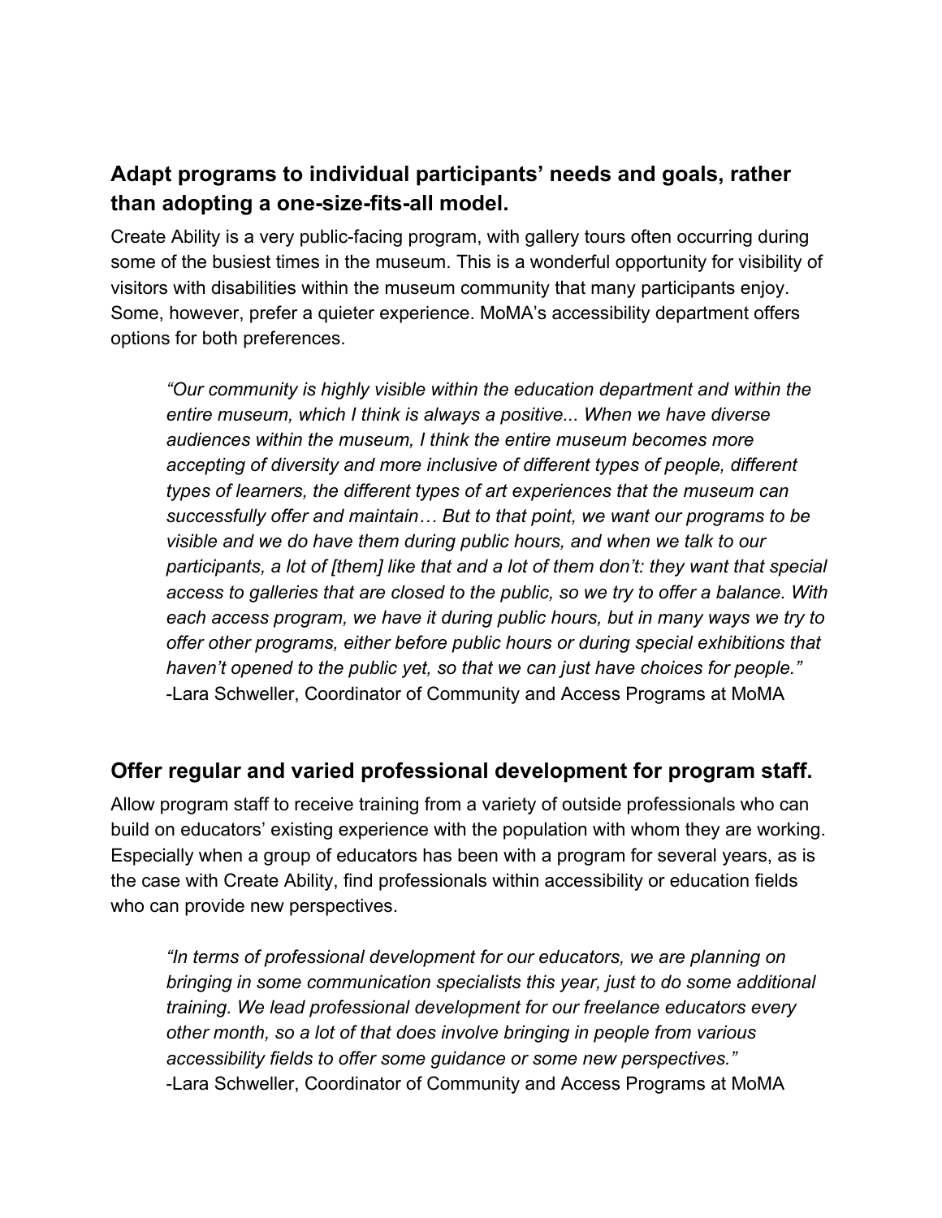## Adapt programs to individual participants' needs and goals, rather than adopting a one-size-fits-all model.

Create Ability is a very public-facing program, with gallery tours often occurring during some of the busiest times in the museum. This is a wonderful opportunity for visibility of visitors with disabilities within the museum community that many participants enjoy. Some, however, prefer a quieter experience. MoMA's accessibility department offers options for both preferences.

> *"Our community is highly visible within the education department and within the entire museum, which I think is always a positive... When we have diverse audiences within the museum, I think the entire museum becomes more accepting of diversity and more inclusive of different types of people, different types of learners, the different types of art experiences that the museum can successfully offer and maintain… But to that point, we want our programs to be visible and we do have them during public hours, and when we talk to our participants, a lot of [them] like that and a lot of them don't: they want that special access to galleries that are closed to the public, so we try to offer a balance. With each access program, we have it during public hours, but in many ways we try to offer other programs, either before public hours or during special exhibitions that haven't opened to the public yet, so that we can just have choices for people."*
> -Lara Schweller, Coordinator of Community and Access Programs at MoMA

## Offer regular and varied professional development for program staff.

Allow program staff to receive training from a variety of outside professionals who can build on educators' existing experience with the population with whom they are working. Especially when a group of educators has been with a program for several years, as is the case with Create Ability, find professionals within accessibility or education fields who can provide new perspectives.

> *"In terms of professional development for our educators, we are planning on bringing in some communication specialists this year, just to do some additional training. We lead professional development for our freelance educators every other month, so a lot of that does involve bringing in people from various accessibility fields to offer some guidance or some new perspectives."*
> -Lara Schweller, Coordinator of Community and Access Programs at MoMA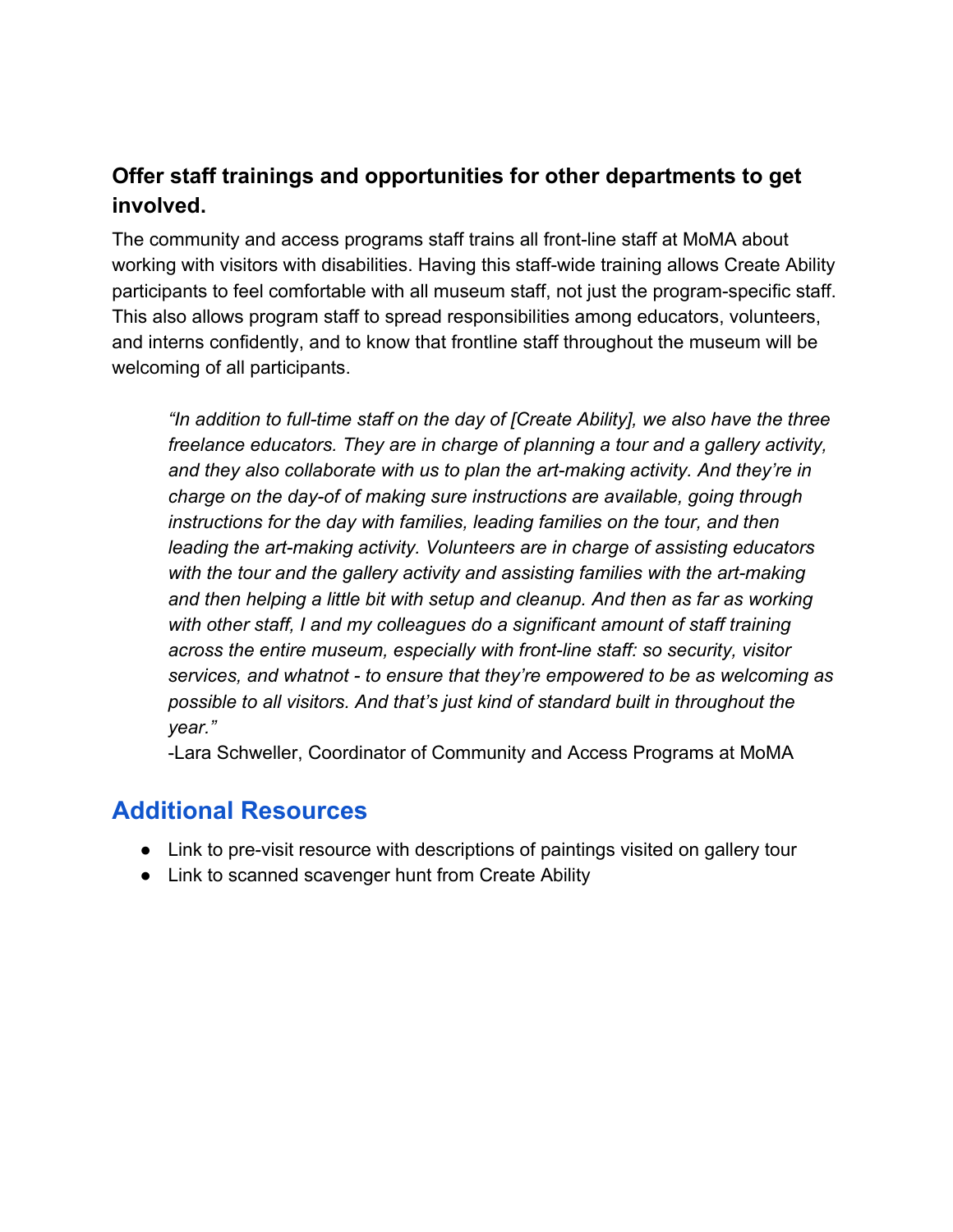### Offer staff trainings and opportunities for other departments to get involved.

The community and access programs staff trains all front-line staff at MoMA about working with visitors with disabilities. Having this staff-wide training allows Create Ability participants to feel comfortable with all museum staff, not just the program-specific staff. This also allows program staff to spread responsibilities among educators, volunteers, and interns confidently, and to know that frontline staff throughout the museum will be welcoming of all participants.

> *"In addition to full-time staff on the day of [Create Ability], we also have the three freelance educators. They are in charge of planning a tour and a gallery activity, and they also collaborate with us to plan the art-making activity. And they're in charge on the day-of of making sure instructions are available, going through instructions for the day with families, leading families on the tour, and then leading the art-making activity. Volunteers are in charge of assisting educators with the tour and the gallery activity and assisting families with the art-making and then helping a little bit with setup and cleanup. And then as far as working with other staff, I and my colleagues do a significant amount of staff training across the entire museum, especially with front-line staff: so security, visitor services, and whatnot - to ensure that they're empowered to be as welcoming as possible to all visitors. And that's just kind of standard built in throughout the year."*
>
> -Lara Schweller, Coordinator of Community and Access Programs at MoMA

## Additional Resources

- Link to pre-visit resource with descriptions of paintings visited on gallery tour
- Link to scanned scavenger hunt from Create Ability